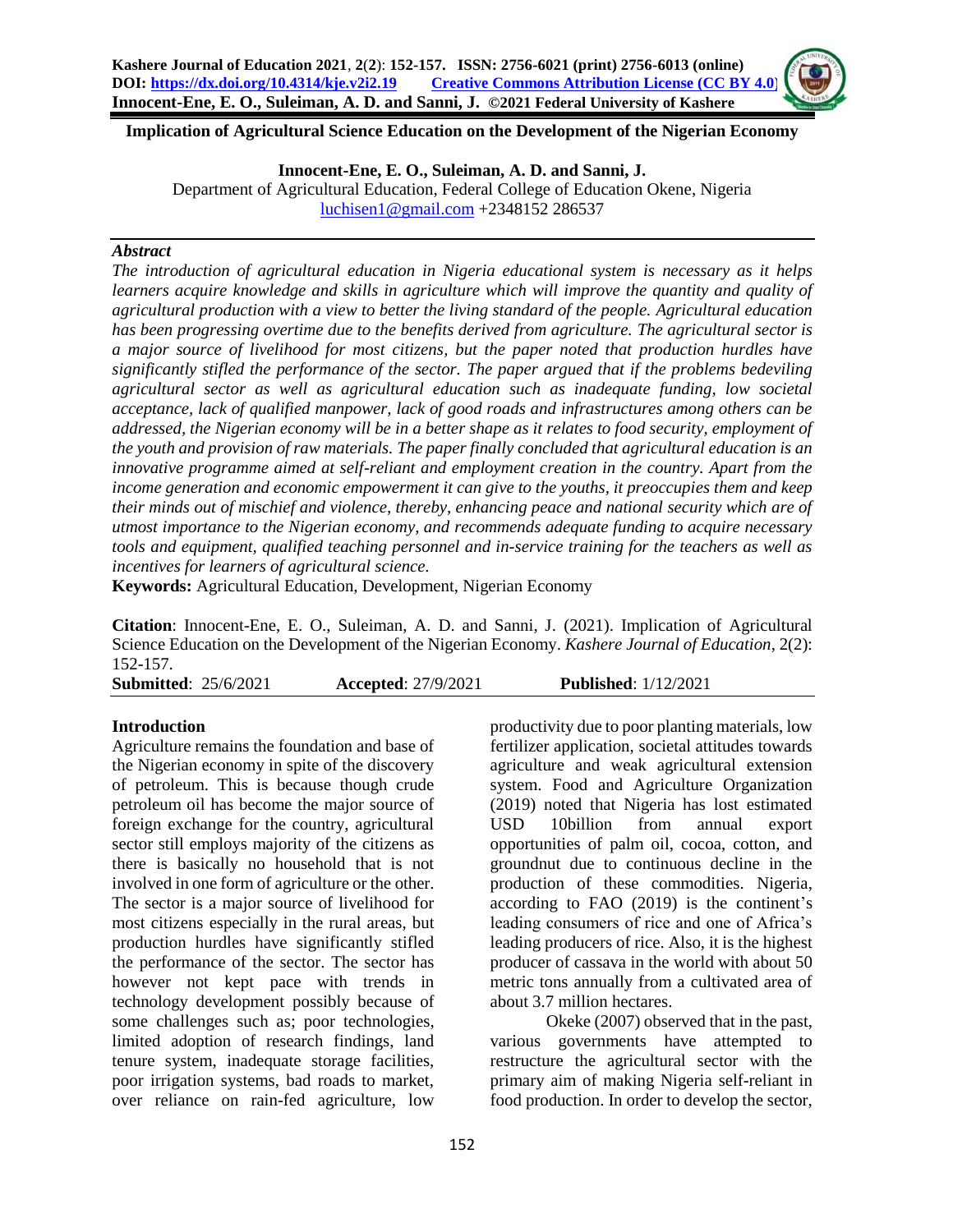# Implication of Agricultural Science Education on the Development of the Nigerian Economy

**Innocent-Ene, E. O., Suleiman, A. D. and Sanni, J.**

Department of Agricultural Education, Federal College of Education Okene, Nigeria

luchisen1@gmail.com +2348152 286537

### *Abstract*

*The introduction of agricultural education in Nigeria educational system is necessary as it helps learners acquire knowledge and skills in agriculture which will improve the quantity and quality of agricultural production with a view to better the living standard of the people. Agricultural education has been progressing overtime due to the benefits derived from agriculture. The agricultural sector is a major source of livelihood for most citizens, but the paper noted that production hurdles have significantly stifled the performance of the sector. The paper argued that if the problems bedeviling agricultural sector as well as agricultural education such as inadequate funding, low societal acceptance, lack of qualified manpower, lack of good roads and infrastructures among others can be addressed, the Nigerian economy will be in a better shape as it relates to food security, employment of the youth and provision of raw materials. The paper finally concluded that agricultural education is an innovative programme aimed at self-reliant and employment creation in the country. Apart from the income generation and economic empowerment it can give to the youths, it preoccupies them and keep their minds out of mischief and violence, thereby, enhancing peace and national security which are of utmost importance to the Nigerian economy, and recommends adequate funding to acquire necessary tools and equipment, qualified teaching personnel and in-service training for the teachers as well as incentives for learners of agricultural science.*

**Keywords:** Agricultural Education, Development, Nigerian Economy

**Citation**: Innocent-Ene, E. O., Suleiman, A. D. and Sanni, J. (2021). Implication of Agricultural Science Education on the Development of the Nigerian Economy. *Kashere Journal of Education*, 2(2): 152-157.

**Submitted**: 25/6/2021 **Accepted**: 27/9/2021 **Published**: 1/12/2021

## Introduction

Agriculture remains the foundation and base of the Nigerian economy in spite of the discovery of petroleum. This is because though crude petroleum oil has become the major source of foreign exchange for the country, agricultural sector still employs majority of the citizens as there is basically no household that is not involved in one form of agriculture or the other. The sector is a major source of livelihood for most citizens especially in the rural areas, but production hurdles have significantly stifled the performance of the sector. The sector has however not kept pace with trends in technology development possibly because of some challenges such as; poor technologies, limited adoption of research findings, land tenure system, inadequate storage facilities, poor irrigation systems, bad roads to market, over reliance on rain-fed agriculture, low productivity due to poor planting materials, low fertilizer application, societal attitudes towards agriculture and weak agricultural extension system. Food and Agriculture Organization (2019) noted that Nigeria has lost estimated USD 10billion from annual export opportunities of palm oil, cocoa, cotton, and groundnut due to continuous decline in the production of these commodities. Nigeria, according to FAO (2019) is the continent's leading consumers of rice and one of Africa's leading producers of rice. Also, it is the highest producer of cassava in the world with about 50 metric tons annually from a cultivated area of about 3.7 million hectares.

Okeke (2007) observed that in the past, various governments have attempted to restructure the agricultural sector with the primary aim of making Nigeria self-reliant in food production. In order to develop the sector,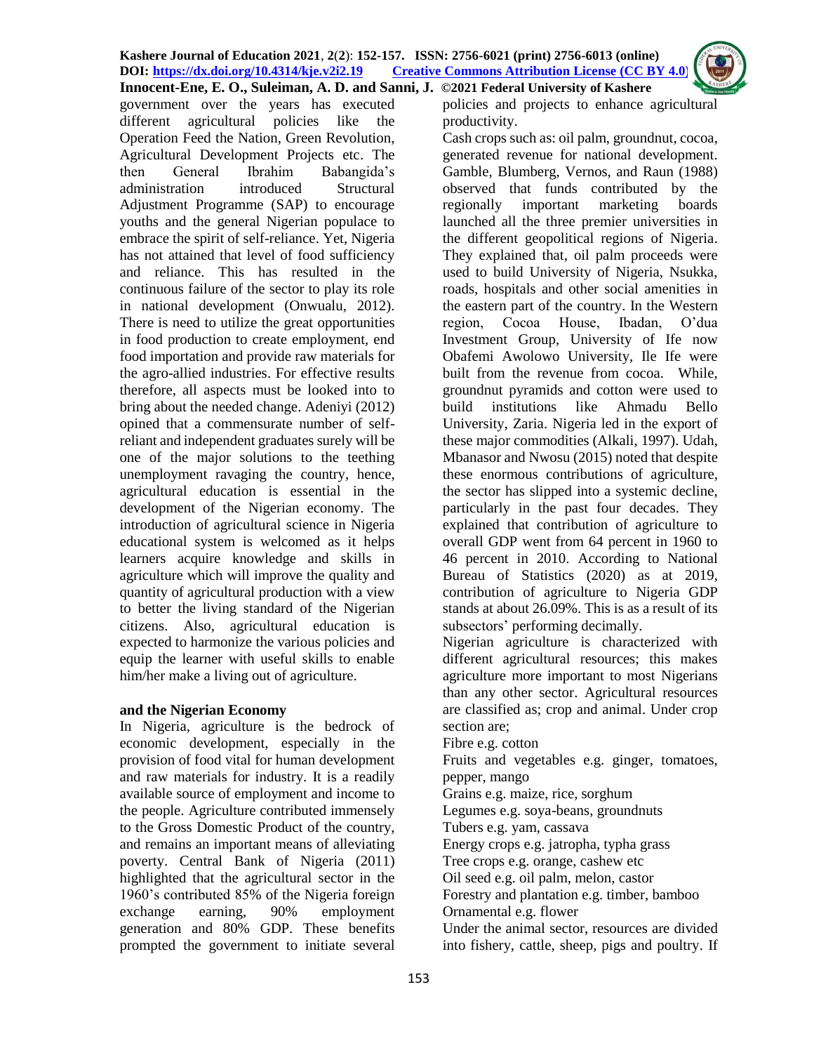government over the years has executed different agricultural policies like the Operation Feed the Nation, Green Revolution, Agricultural Development Projects etc. The then General Ibrahim Babangida's administration introduced Structural Adjustment Programme (SAP) to encourage youths and the general Nigerian populace to embrace the spirit of self-reliance. Yet, Nigeria has not attained that level of food sufficiency and reliance. This has resulted in the continuous failure of the sector to play its role in national development (Onwualu, 2012). There is need to utilize the great opportunities in food production to create employment, end food importation and provide raw materials for the agro-allied industries. For effective results therefore, all aspects must be looked into to bring about the needed change. Adeniyi (2012) opined that a commensurate number of self-reliant and independent graduates surely will be one of the major solutions to the teething unemployment ravaging the country, hence, agricultural education is essential in the development of the Nigerian economy. The introduction of agricultural science in Nigeria educational system is welcomed as it helps learners acquire knowledge and skills in agriculture which will improve the quality and quantity of agricultural production with a view to better the living standard of the Nigerian citizens. Also, agricultural education is expected to harmonize the various policies and equip the learner with useful skills to enable him/her make a living out of agriculture.

## and the Nigerian Economy

In Nigeria, agriculture is the bedrock of economic development, especially in the provision of food vital for human development and raw materials for industry. It is a readily available source of employment and income to the people. Agriculture contributed immensely to the Gross Domestic Product of the country, and remains an important means of alleviating poverty. Central Bank of Nigeria (2011) highlighted that the agricultural sector in the 1960's contributed 85% of the Nigeria foreign exchange earning, 90% employment generation and 80% GDP. These benefits prompted the government to initiate several policies and projects to enhance agricultural productivity.

Cash crops such as: oil palm, groundnut, cocoa, generated revenue for national development. Gamble, Blumberg, Vernos, and Raun (1988) observed that funds contributed by the regionally important marketing boards launched all the three premier universities in the different geopolitical regions of Nigeria. They explained that, oil palm proceeds were used to build University of Nigeria, Nsukka, roads, hospitals and other social amenities in the eastern part of the country. In the Western region, Cocoa House, Ibadan, O'dua Investment Group, University of Ife now Obafemi Awolowo University, Ile Ife were built from the revenue from cocoa. While, groundnut pyramids and cotton were used to build institutions like Ahmadu Bello University, Zaria. Nigeria led in the export of these major commodities (Alkali, 1997). Udah, Mbanasor and Nwosu (2015) noted that despite these enormous contributions of agriculture, the sector has slipped into a systemic decline, particularly in the past four decades. They explained that contribution of agriculture to overall GDP went from 64 percent in 1960 to 46 percent in 2010. According to National Bureau of Statistics (2020) as at 2019, contribution of agriculture to Nigeria GDP stands at about 26.09%. This is as a result of its subsectors' performing decimally.

Nigerian agriculture is characterized with different agricultural resources; this makes agriculture more important to most Nigerians than any other sector. Agricultural resources are classified as; crop and animal. Under crop section are;

Fibre e.g. cotton
Fruits and vegetables e.g. ginger, tomatoes, pepper, mango
Grains e.g. maize, rice, sorghum
Legumes e.g. soya-beans, groundnuts
Tubers e.g. yam, cassava
Energy crops e.g. jatropha, typha grass
Tree crops e.g. orange, cashew etc
Oil seed e.g. oil palm, melon, castor
Forestry and plantation e.g. timber, bamboo
Ornamental e.g. flower

Under the animal sector, resources are divided into fishery, cattle, sheep, pigs and poultry. If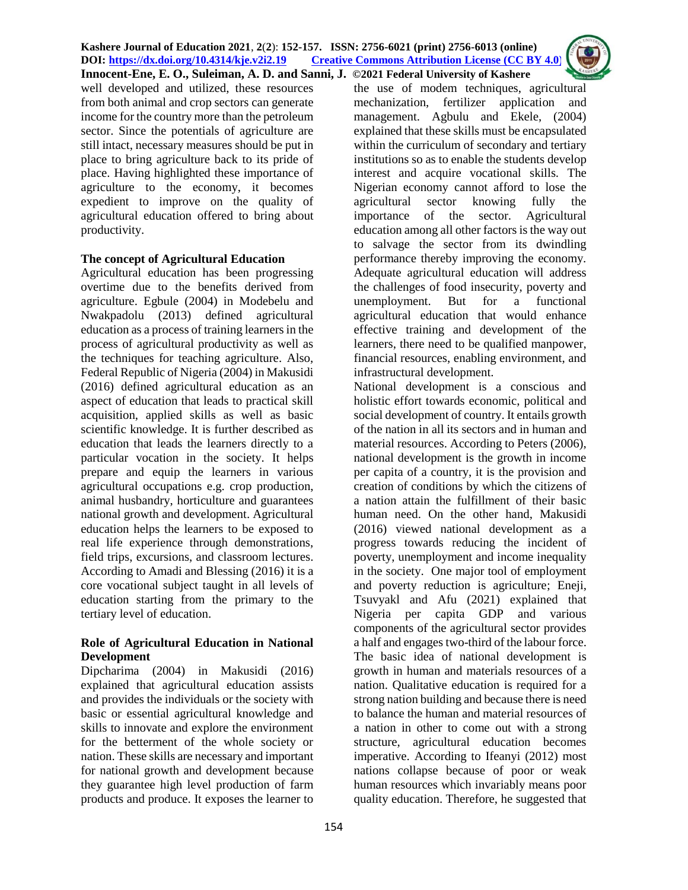well developed and utilized, these resources from both animal and crop sectors can generate income for the country more than the petroleum sector. Since the potentials of agriculture are still intact, necessary measures should be put in place to bring agriculture back to its pride of place. Having highlighted these importance of agriculture to the economy, it becomes expedient to improve on the quality of agricultural education offered to bring about productivity.

## The concept of Agricultural Education

Agricultural education has been progressing overtime due to the benefits derived from agriculture. Egbule (2004) in Modebelu and Nwakpadolu (2013) defined agricultural education as a process of training learners in the process of agricultural productivity as well as the techniques for teaching agriculture. Also, Federal Republic of Nigeria (2004) in Makusidi (2016) defined agricultural education as an aspect of education that leads to practical skill acquisition, applied skills as well as basic scientific knowledge. It is further described as education that leads the learners directly to a particular vocation in the society. It helps prepare and equip the learners in various agricultural occupations e.g. crop production, animal husbandry, horticulture and guarantees national growth and development. Agricultural education helps the learners to be exposed to real life experience through demonstrations, field trips, excursions, and classroom lectures. According to Amadi and Blessing (2016) it is a core vocational subject taught in all levels of education starting from the primary to the tertiary level of education.

## Role of Agricultural Education in National Development

Dipcharima (2004) in Makusidi (2016) explained that agricultural education assists and provides the individuals or the society with basic or essential agricultural knowledge and skills to innovate and explore the environment for the betterment of the whole society or nation. These skills are necessary and important for national growth and development because they guarantee high level production of farm products and produce. It exposes the learner to the use of modem techniques, agricultural mechanization, fertilizer application and management. Agbulu and Ekele, (2004) explained that these skills must be encapsulated within the curriculum of secondary and tertiary institutions so as to enable the students develop interest and acquire vocational skills. The Nigerian economy cannot afford to lose the agricultural sector knowing fully the importance of the sector. Agricultural education among all other factors is the way out to salvage the sector from its dwindling performance thereby improving the economy. Adequate agricultural education will address the challenges of food insecurity, poverty and unemployment. But for a functional agricultural education that would enhance effective training and development of the learners, there need to be qualified manpower, financial resources, enabling environment, and infrastructural development.

National development is a conscious and holistic effort towards economic, political and social development of country. It entails growth of the nation in all its sectors and in human and material resources. According to Peters (2006), national development is the growth in income per capita of a country, it is the provision and creation of conditions by which the citizens of a nation attain the fulfillment of their basic human need. On the other hand, Makusidi (2016) viewed national development as a progress towards reducing the incident of poverty, unemployment and income inequality in the society. One major tool of employment and poverty reduction is agriculture; Eneji, Tsuvyakl and Afu (2021) explained that Nigeria per capita GDP and various components of the agricultural sector provides a half and engages two-third of the labour force. The basic idea of national development is growth in human and materials resources of a nation. Qualitative education is required for a strong nation building and because there is need to balance the human and material resources of a nation in other to come out with a strong structure, agricultural education becomes imperative. According to Ifeanyi (2012) most nations collapse because of poor or weak human resources which invariably means poor quality education. Therefore, he suggested that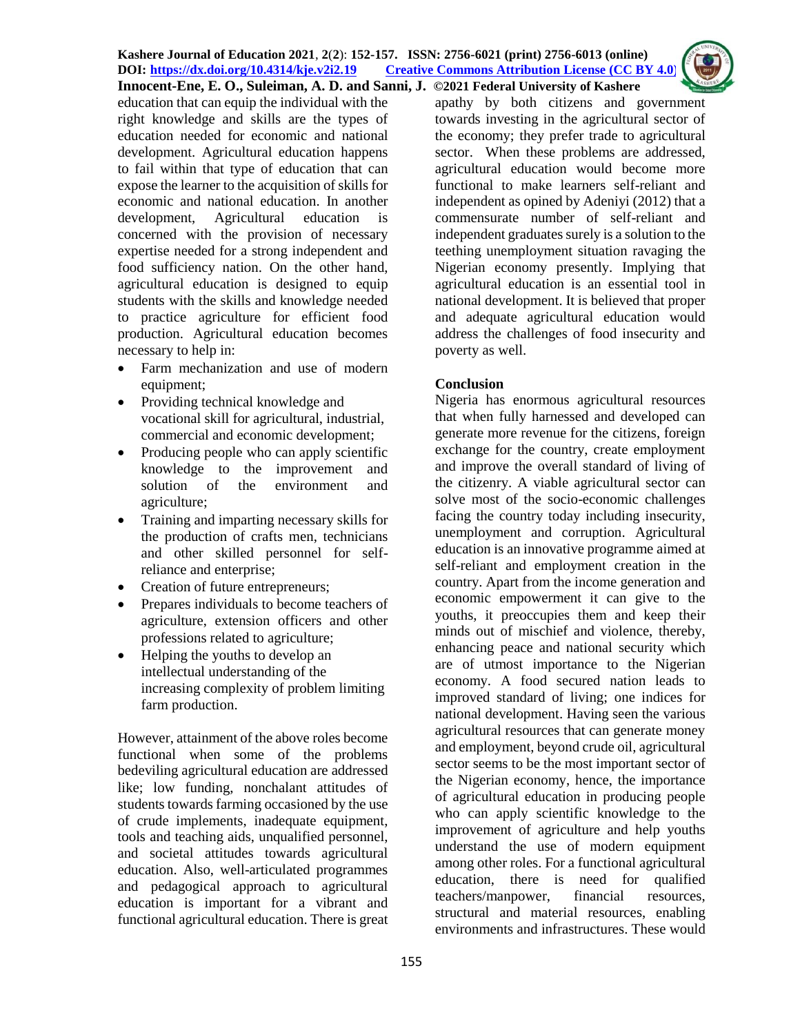education that can equip the individual with the right knowledge and skills are the types of education needed for economic and national development. Agricultural education happens to fail within that type of education that can expose the learner to the acquisition of skills for economic and national education. In another development, Agricultural education is concerned with the provision of necessary expertise needed for a strong independent and food sufficiency nation. On the other hand, agricultural education is designed to equip students with the skills and knowledge needed to practice agriculture for efficient food production. Agricultural education becomes necessary to help in:

- Farm mechanization and use of modern equipment;
- Providing technical knowledge and vocational skill for agricultural, industrial, commercial and economic development;
- Producing people who can apply scientific knowledge to the improvement and solution of the environment and agriculture;
- Training and imparting necessary skills for the production of crafts men, technicians and other skilled personnel for self-reliance and enterprise;
- Creation of future entrepreneurs;
- Prepares individuals to become teachers of agriculture, extension officers and other professions related to agriculture;
- Helping the youths to develop an intellectual understanding of the increasing complexity of problem limiting farm production.

However, attainment of the above roles become functional when some of the problems bedeviling agricultural education are addressed like; low funding, nonchalant attitudes of students towards farming occasioned by the use of crude implements, inadequate equipment, tools and teaching aids, unqualified personnel, and societal attitudes towards agricultural education. Also, well-articulated programmes and pedagogical approach to agricultural education is important for a vibrant and functional agricultural education. There is great apathy by both citizens and government towards investing in the agricultural sector of the economy; they prefer trade to agricultural sector. When these problems are addressed, agricultural education would become more functional to make learners self-reliant and independent as opined by Adeniyi (2012) that a commensurate number of self-reliant and independent graduates surely is a solution to the teething unemployment situation ravaging the Nigerian economy presently. Implying that agricultural education is an essential tool in national development. It is believed that proper and adequate agricultural education would address the challenges of food insecurity and poverty as well.

## Conclusion

Nigeria has enormous agricultural resources that when fully harnessed and developed can generate more revenue for the citizens, foreign exchange for the country, create employment and improve the overall standard of living of the citizenry. A viable agricultural sector can solve most of the socio-economic challenges facing the country today including insecurity, unemployment and corruption. Agricultural education is an innovative programme aimed at self-reliant and employment creation in the country. Apart from the income generation and economic empowerment it can give to the youths, it preoccupies them and keep their minds out of mischief and violence, thereby, enhancing peace and national security which are of utmost importance to the Nigerian economy. A food secured nation leads to improved standard of living; one indices for national development. Having seen the various agricultural resources that can generate money and employment, beyond crude oil, agricultural sector seems to be the most important sector of the Nigerian economy, hence, the importance of agricultural education in producing people who can apply scientific knowledge to the improvement of agriculture and help youths understand the use of modern equipment among other roles. For a functional agricultural education, there is need for qualified teachers/manpower, financial resources, structural and material resources, enabling environments and infrastructures. These would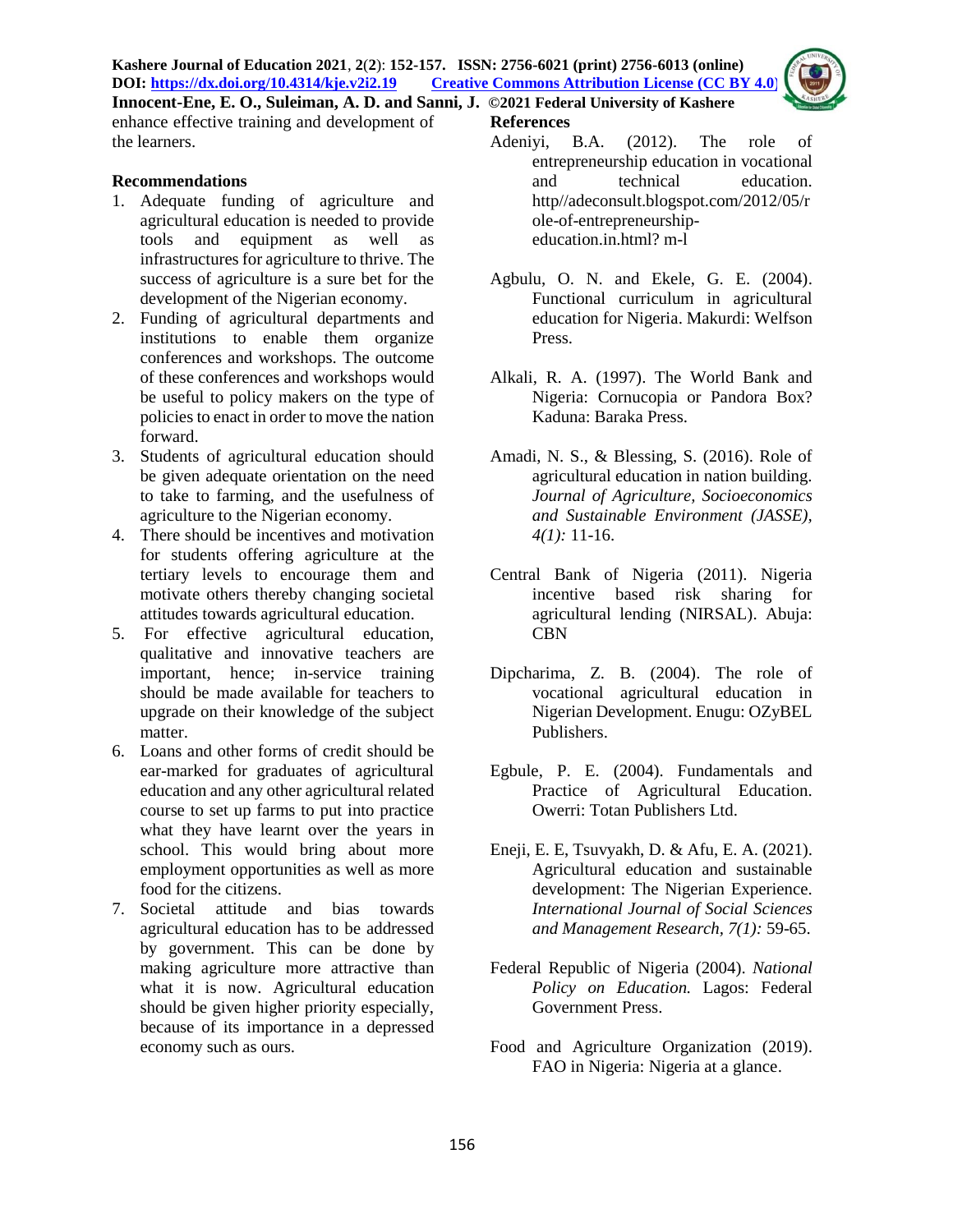enhance effective training and development of the learners.

### Recommendations

1. Adequate funding of agriculture and agricultural education is needed to provide tools and equipment as well as infrastructures for agriculture to thrive. The success of agriculture is a sure bet for the development of the Nigerian economy.
2. Funding of agricultural departments and institutions to enable them organize conferences and workshops. The outcome of these conferences and workshops would be useful to policy makers on the type of policies to enact in order to move the nation forward.
3. Students of agricultural education should be given adequate orientation on the need to take to farming, and the usefulness of agriculture to the Nigerian economy.
4. There should be incentives and motivation for students offering agriculture at the tertiary levels to encourage them and motivate others thereby changing societal attitudes towards agricultural education.
5. For effective agricultural education, qualitative and innovative teachers are important, hence; in-service training should be made available for teachers to upgrade on their knowledge of the subject matter.
6. Loans and other forms of credit should be ear-marked for graduates of agricultural education and any other agricultural related course to set up farms to put into practice what they have learnt over the years in school. This would bring about more employment opportunities as well as more food for the citizens.
7. Societal attitude and bias towards agricultural education has to be addressed by government. This can be done by making agriculture more attractive than what it is now. Agricultural education should be given higher priority especially, because of its importance in a depressed economy such as ours.

### References

Adeniyi, B.A. (2012). The role of entrepreneurship education in vocational and technical education. http//adeconsult.blogspot.com/2012/05/role-of-entrepreneurship-education.in.html? m-l

Agbulu, O. N. and Ekele, G. E. (2004). Functional curriculum in agricultural education for Nigeria. Makurdi: Welfson Press.

Alkali, R. A. (1997). The World Bank and Nigeria: Cornucopia or Pandora Box? Kaduna: Baraka Press.

Amadi, N. S., & Blessing, S. (2016). Role of agricultural education in nation building. *Journal of Agriculture, Socioeconomics and Sustainable Environment (JASSE), 4(1):* 11-16.

Central Bank of Nigeria (2011). Nigeria incentive based risk sharing for agricultural lending (NIRSAL). Abuja: CBN

Dipcharima, Z. B. (2004). The role of vocational agricultural education in Nigerian Development. Enugu: OZyBEL Publishers.

Egbule, P. E. (2004). Fundamentals and Practice of Agricultural Education. Owerri: Totan Publishers Ltd.

Eneji, E. E, Tsuvyakh, D. & Afu, E. A. (2021). Agricultural education and sustainable development: The Nigerian Experience. *International Journal of Social Sciences and Management Research, 7(1):* 59-65.

Federal Republic of Nigeria (2004). *National Policy on Education.* Lagos: Federal Government Press.

Food and Agriculture Organization (2019). FAO in Nigeria: Nigeria at a glance.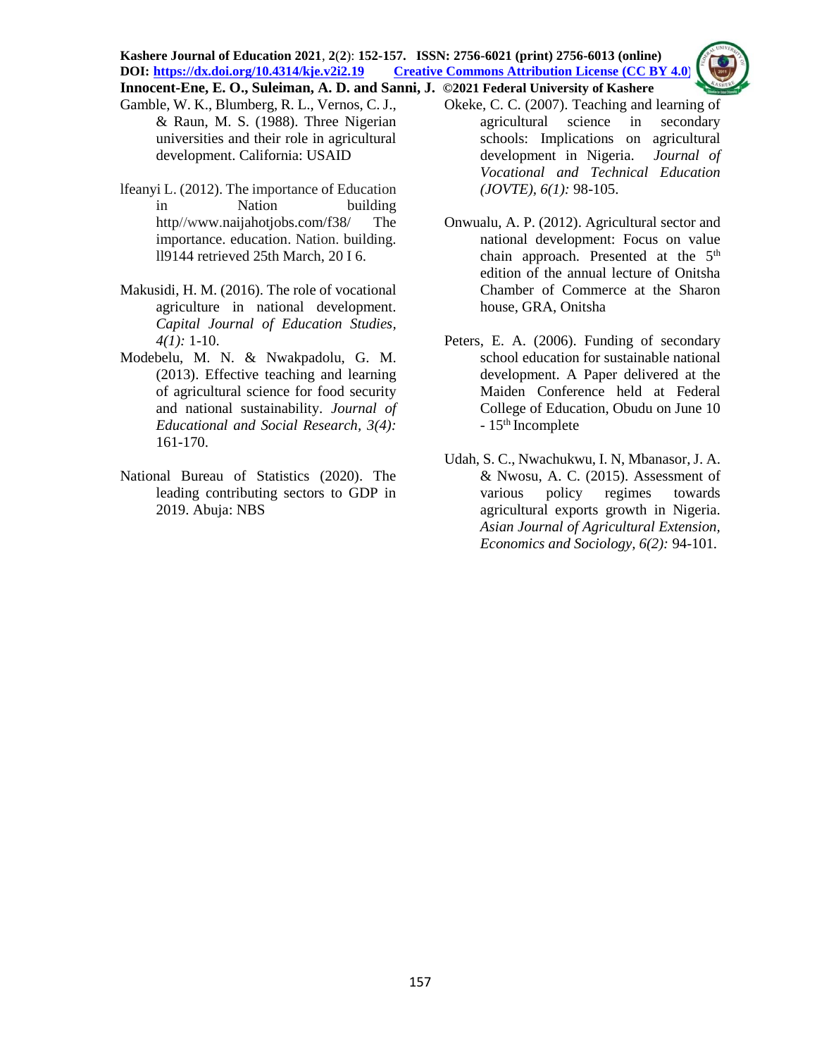Gamble, W. K., Blumberg, R. L., Vernos, C. J., & Raun, M. S. (1988). Three Nigerian universities and their role in agricultural development. California: USAID

lfeanyi L. (2012). The importance of Education in Nation building http//www.naijahotjobs.com/f38/ The importance. education. Nation. building. ll9144 retrieved 25th March, 20 I 6.

Makusidi, H. M. (2016). The role of vocational agriculture in national development. *Capital Journal of Education Studies, 4(1):* 1-10.

Modebelu, M. N. & Nwakpadolu, G. M. (2013). Effective teaching and learning of agricultural science for food security and national sustainability. *Journal of Educational and Social Research, 3(4):* 161-170.

National Bureau of Statistics (2020). The leading contributing sectors to GDP in 2019. Abuja: NBS

Okeke, C. C. (2007). Teaching and learning of agricultural science in secondary schools: Implications on agricultural development in Nigeria. *Journal of Vocational and Technical Education (JOVTE), 6(1):* 98-105.

Onwualu, A. P. (2012). Agricultural sector and national development: Focus on value chain approach. Presented at the 5th edition of the annual lecture of Onitsha Chamber of Commerce at the Sharon house, GRA, Onitsha

Peters, E. A. (2006). Funding of secondary school education for sustainable national development. A Paper delivered at the Maiden Conference held at Federal College of Education, Obudu on June 10 - 15th Incomplete

Udah, S. C., Nwachukwu, I. N, Mbanasor, J. A. & Nwosu, A. C. (2015). Assessment of various policy regimes towards agricultural exports growth in Nigeria. *Asian Journal of Agricultural Extension, Economics and Sociology, 6(2):* 94-101.